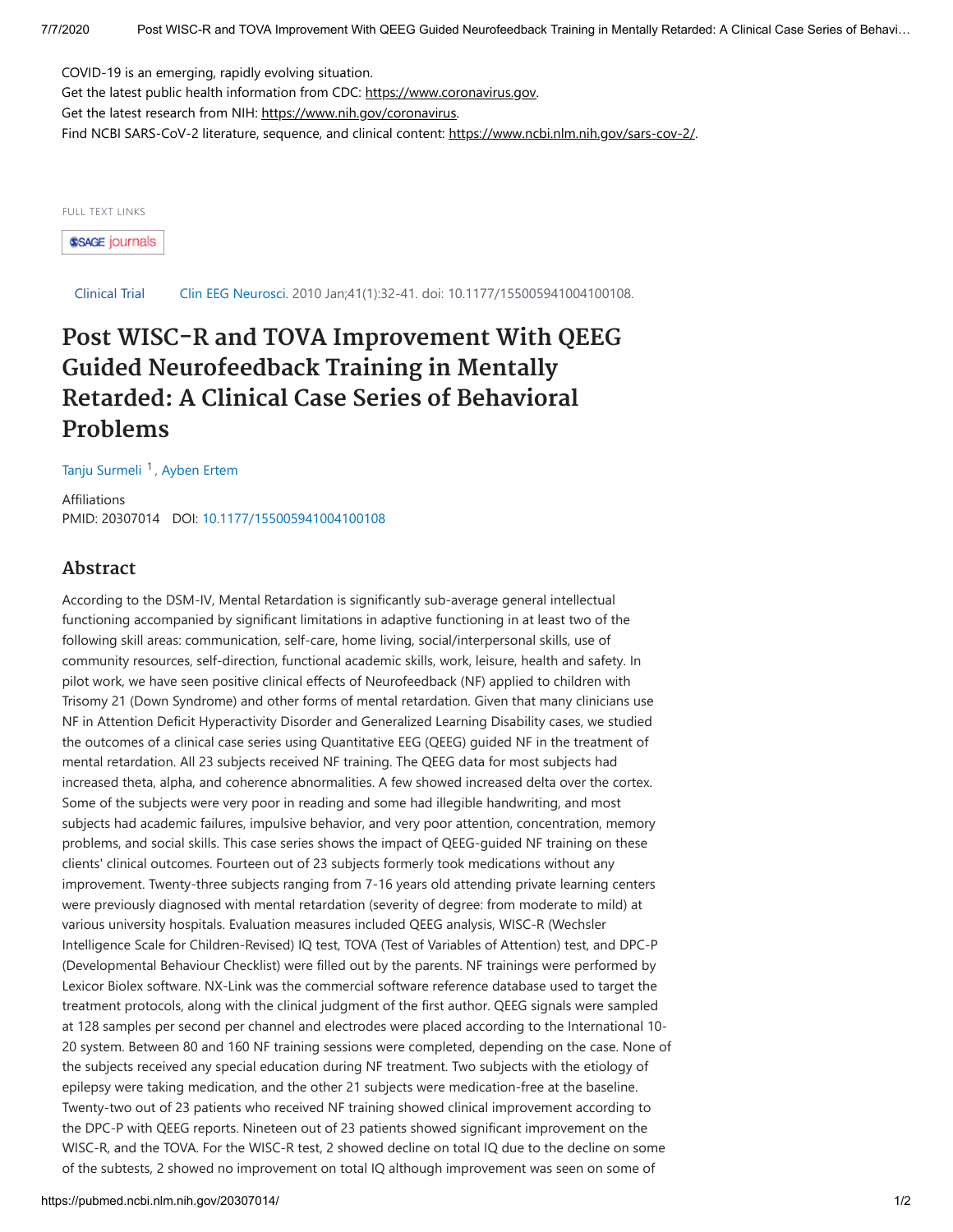COVID-19 is an emerging, rapidly evolving situation.

Get the latest public health information from CDC: https://www.coronavirus.gov.

Get the latest research from NIH: https://www.nih.gov/coronavirus.

Find NCBI SARS-CoV-2 literature, sequence, and clinical content: https://www.ncbi.nlm.nih.gov/sars-cov-2/.

FULL TEXT LINKS

SAGE journals

Clinical Trial    Clin EEG Neurosci. 2010 Jan;41(1):32-41. doi: 10.1177/155005941004100108.

# Post WISC-R and TOVA Improvement With QEEG Guided Neurofeedback Training in Mentally Retarded: A Clinical Case Series of Behavioral Problems

Tanju Surmeli [1], Ayben Ertem

Affiliations

PMID: 20307014 DOI: 10.1177/155005941004100108

## Abstract

According to the DSM-IV, Mental Retardation is significantly sub-average general intellectual functioning accompanied by significant limitations in adaptive functioning in at least two of the following skill areas: communication, self-care, home living, social/interpersonal skills, use of community resources, self-direction, functional academic skills, work, leisure, health and safety. In pilot work, we have seen positive clinical effects of Neurofeedback (NF) applied to children with Trisomy 21 (Down Syndrome) and other forms of mental retardation. Given that many clinicians use NF in Attention Deficit Hyperactivity Disorder and Generalized Learning Disability cases, we studied the outcomes of a clinical case series using Quantitative EEG (QEEG) guided NF in the treatment of mental retardation. All 23 subjects received NF training. The QEEG data for most subjects had increased theta, alpha, and coherence abnormalities. A few showed increased delta over the cortex. Some of the subjects were very poor in reading and some had illegible handwriting, and most subjects had academic failures, impulsive behavior, and very poor attention, concentration, memory problems, and social skills. This case series shows the impact of QEEG-guided NF training on these clients' clinical outcomes. Fourteen out of 23 subjects formerly took medications without any improvement. Twenty-three subjects ranging from 7-16 years old attending private learning centers were previously diagnosed with mental retardation (severity of degree: from moderate to mild) at various university hospitals. Evaluation measures included QEEG analysis, WISC-R (Wechsler Intelligence Scale for Children-Revised) IQ test, TOVA (Test of Variables of Attention) test, and DPC-P (Developmental Behaviour Checklist) were filled out by the parents. NF trainings were performed by Lexicor Biolex software. NX-Link was the commercial software reference database used to target the treatment protocols, along with the clinical judgment of the first author. QEEG signals were sampled at 128 samples per second per channel and electrodes were placed according to the International 10-20 system. Between 80 and 160 NF training sessions were completed, depending on the case. None of the subjects received any special education during NF treatment. Two subjects with the etiology of epilepsy were taking medication, and the other 21 subjects were medication-free at the baseline. Twenty-two out of 23 patients who received NF training showed clinical improvement according to the DPC-P with QEEG reports. Nineteen out of 23 patients showed significant improvement on the WISC-R, and the TOVA. For the WISC-R test, 2 showed decline on total IQ due to the decline on some of the subtests, 2 showed no improvement on total IQ although improvement was seen on some of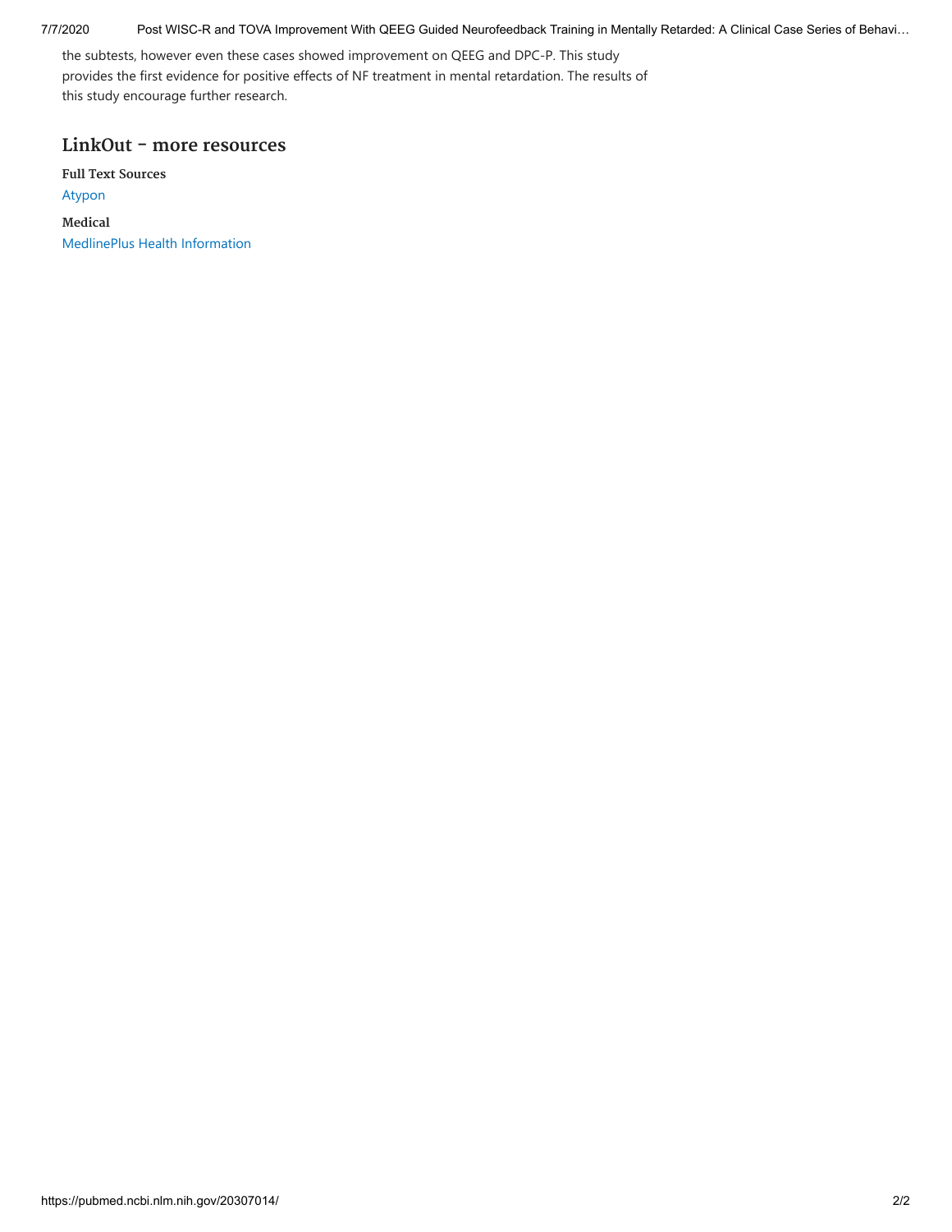the subtests, however even these cases showed improvement on QEEG and DPC-P. This study provides the first evidence for positive effects of NF treatment in mental retardation. The results of this study encourage further research.

## LinkOut - more resources

**Full Text Sources**

Atypon

**Medical**

MedlinePlus Health Information